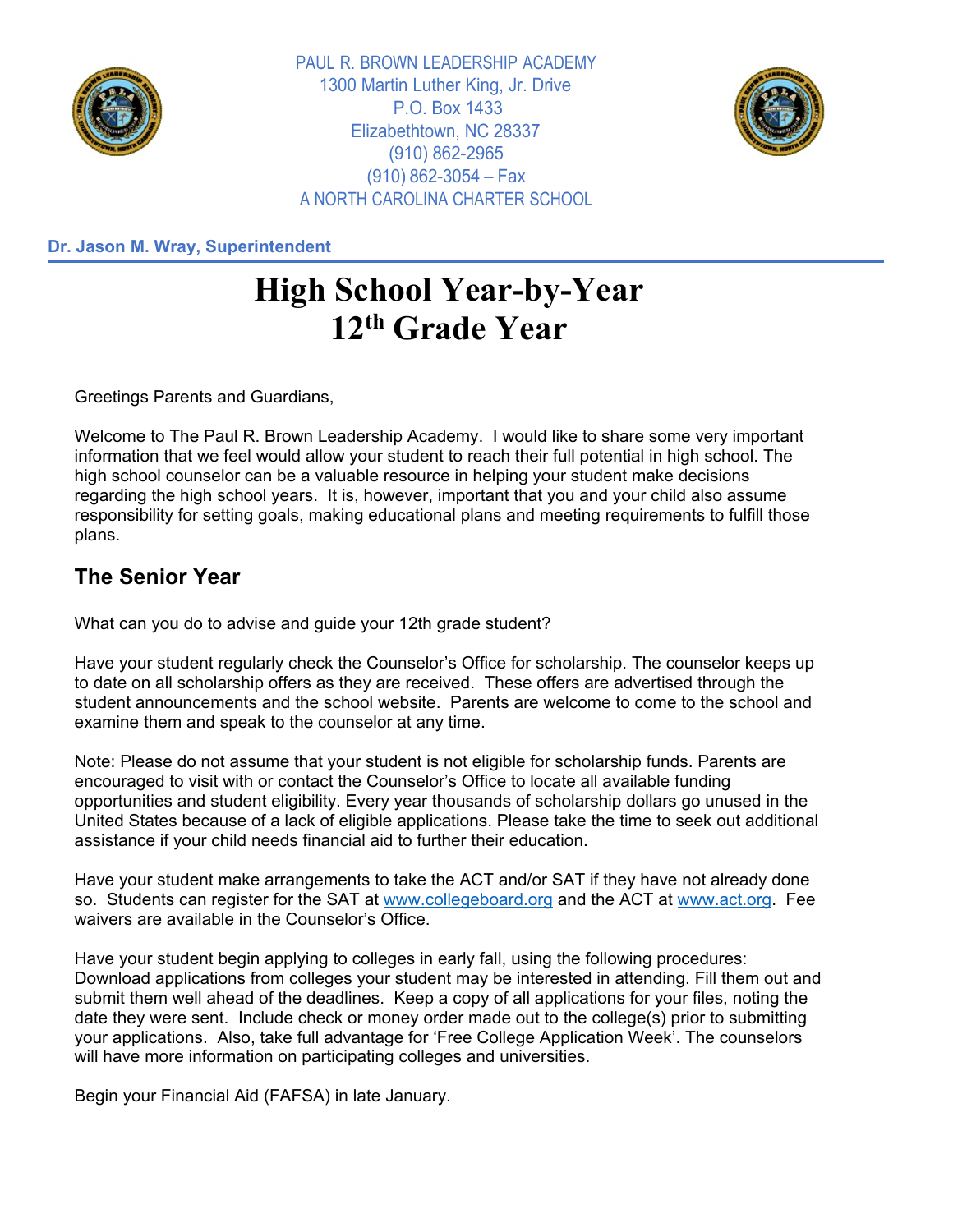PAUL R. BROWN LEADERSHIP ACADEMY
1300 Martin Luther King, Jr. Drive
P.O. Box 1433
Elizabethtown, NC 28337
(910) 862-2965
(910) 862-3054 – Fax
A NORTH CAROLINA CHARTER SCHOOL

**Dr. Jason M. Wray, Superintendent**

# High School Year-by-Year 12th Grade Year

Greetings Parents and Guardians,

Welcome to The Paul R. Brown Leadership Academy. I would like to share some very important information that we feel would allow your student to reach their full potential in high school. The high school counselor can be a valuable resource in helping your student make decisions regarding the high school years. It is, however, important that you and your child also assume responsibility for setting goals, making educational plans and meeting requirements to fulfill those plans.

## The Senior Year

What can you do to advise and guide your 12th grade student?

Have your student regularly check the Counselor's Office for scholarship. The counselor keeps up to date on all scholarship offers as they are received. These offers are advertised through the student announcements and the school website. Parents are welcome to come to the school and examine them and speak to the counselor at any time.

Note: Please do not assume that your student is not eligible for scholarship funds. Parents are encouraged to visit with or contact the Counselor's Office to locate all available funding opportunities and student eligibility. Every year thousands of scholarship dollars go unused in the United States because of a lack of eligible applications. Please take the time to seek out additional assistance if your child needs financial aid to further their education.

Have your student make arrangements to take the ACT and/or SAT if they have not already done so. Students can register for the SAT at www.collegeboard.org and the ACT at www.act.org. Fee waivers are available in the Counselor's Office.

Have your student begin applying to colleges in early fall, using the following procedures: Download applications from colleges your student may be interested in attending. Fill them out and submit them well ahead of the deadlines. Keep a copy of all applications for your files, noting the date they were sent. Include check or money order made out to the college(s) prior to submitting your applications. Also, take full advantage for 'Free College Application Week'. The counselors will have more information on participating colleges and universities.

Begin your Financial Aid (FAFSA) in late January.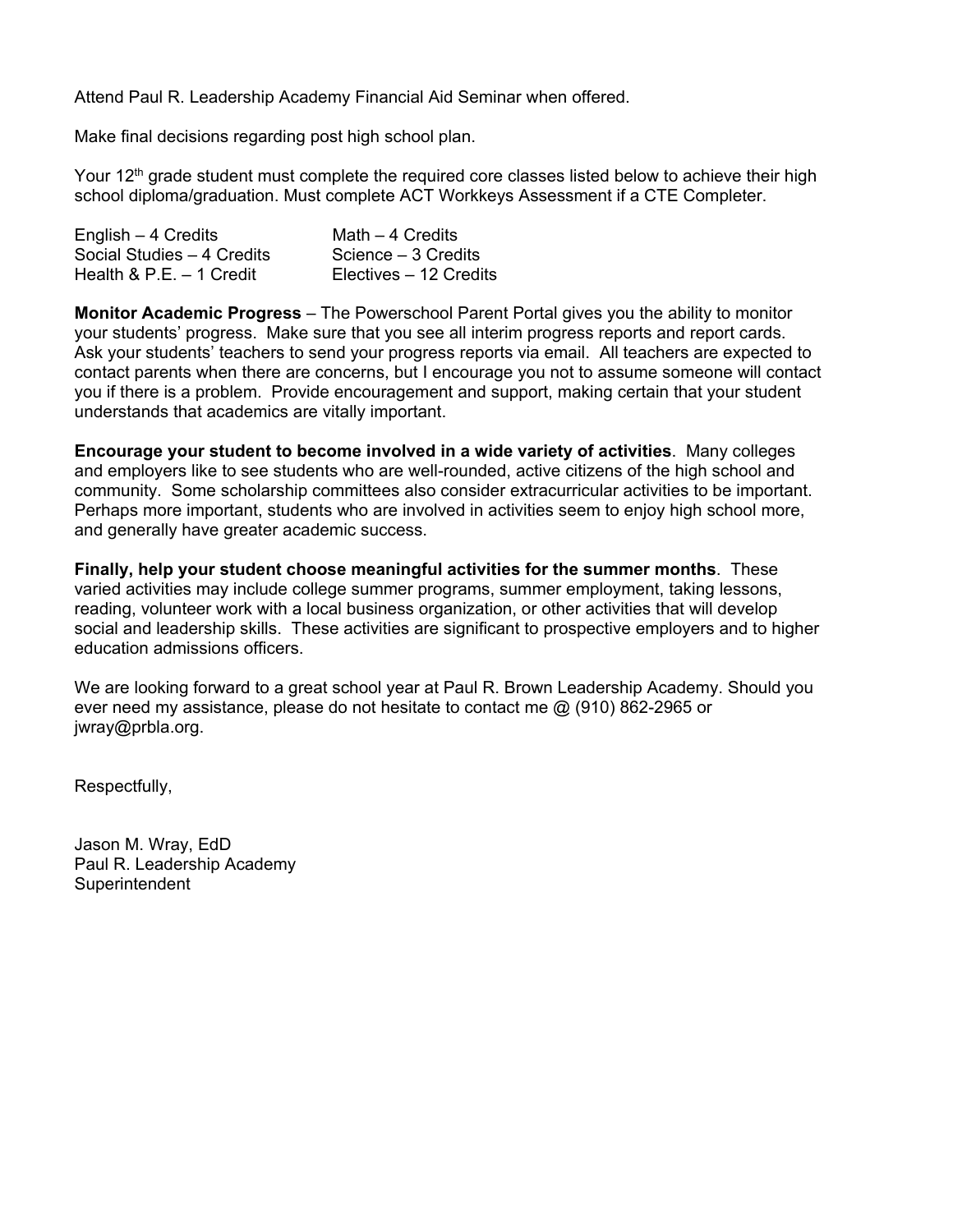Attend Paul R. Leadership Academy Financial Aid Seminar when offered.

Make final decisions regarding post high school plan.

Your 12th grade student must complete the required core classes listed below to achieve their high school diploma/graduation. Must complete ACT Workkeys Assessment if a CTE Completer.

| | |
|---|---|
| English – 4 Credits | Math – 4 Credits |
| Social Studies – 4 Credits | Science – 3 Credits |
| Health & P.E. – 1 Credit | Electives – 12 Credits |

**Monitor Academic Progress** – The Powerschool Parent Portal gives you the ability to monitor your students' progress. Make sure that you see all interim progress reports and report cards. Ask your students' teachers to send your progress reports via email. All teachers are expected to contact parents when there are concerns, but I encourage you not to assume someone will contact you if there is a problem. Provide encouragement and support, making certain that your student understands that academics are vitally important.

**Encourage your student to become involved in a wide variety of activities**. Many colleges and employers like to see students who are well-rounded, active citizens of the high school and community. Some scholarship committees also consider extracurricular activities to be important. Perhaps more important, students who are involved in activities seem to enjoy high school more, and generally have greater academic success.

**Finally, help your student choose meaningful activities for the summer months**. These varied activities may include college summer programs, summer employment, taking lessons, reading, volunteer work with a local business organization, or other activities that will develop social and leadership skills. These activities are significant to prospective employers and to higher education admissions officers.

We are looking forward to a great school year at Paul R. Brown Leadership Academy. Should you ever need my assistance, please do not hesitate to contact me @ (910) 862-2965 or jwray@prbla.org.

Respectfully,

Jason M. Wray, EdD
Paul R. Leadership Academy
Superintendent